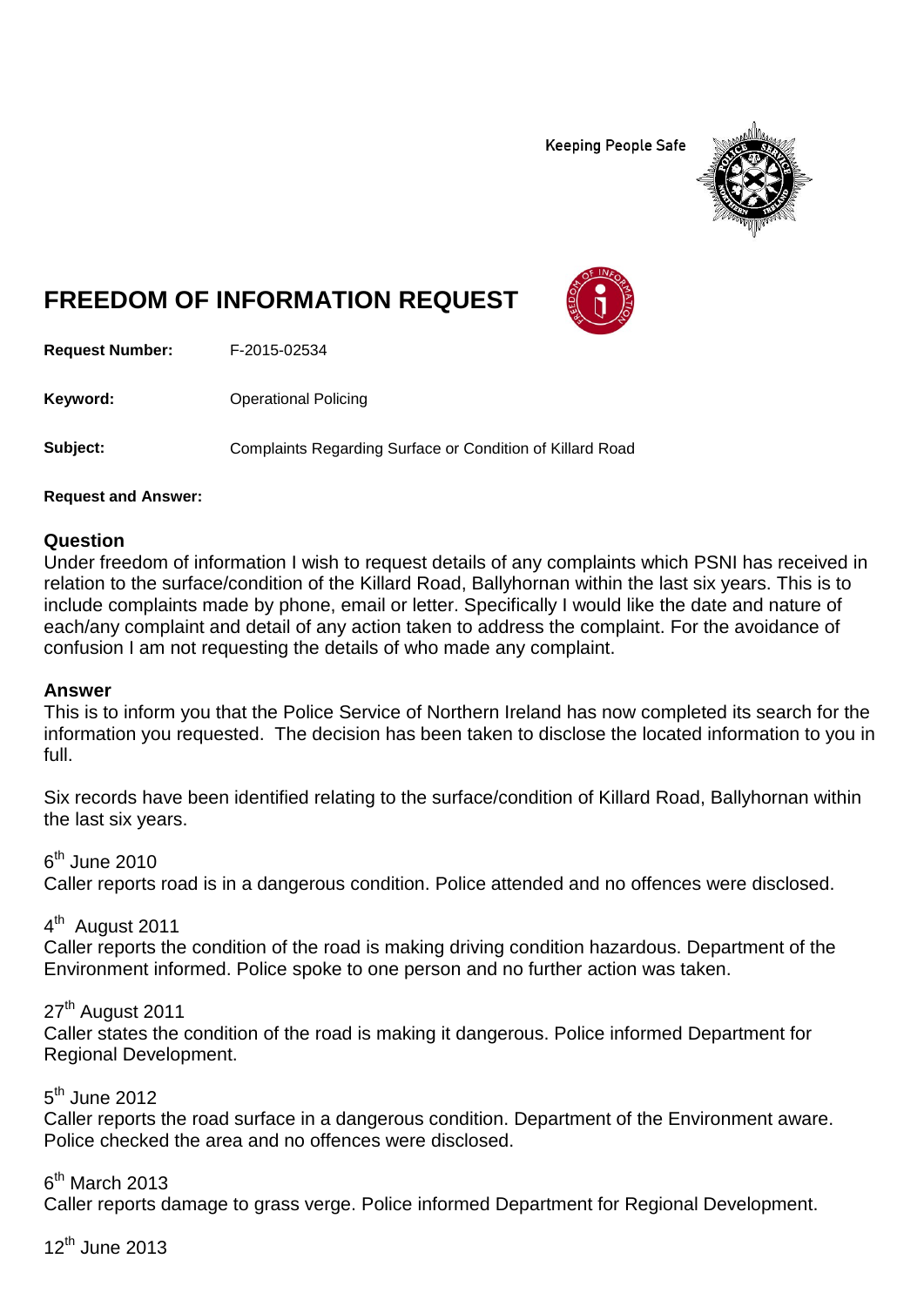Keeping People Safe

# FREEDOM OF INFORMATION REQUEST

**Request Number:** F-2015-02534

**Keyword:** Operational Policing

**Subject:** Complaints Regarding Surface or Condition of Killard Road

**Request and Answer:**

## Question

Under freedom of information I wish to request details of any complaints which PSNI has received in relation to the surface/condition of the Killard Road, Ballyhornan within the last six years. This is to include complaints made by phone, email or letter. Specifically I would like the date and nature of each/any complaint and detail of any action taken to address the complaint. For the avoidance of confusion I am not requesting the details of who made any complaint.

## Answer

This is to inform you that the Police Service of Northern Ireland has now completed its search for the information you requested. The decision has been taken to disclose the located information to you in full.

Six records have been identified relating to the surface/condition of Killard Road, Ballyhornan within the last six years.

6th June 2010
Caller reports road is in a dangerous condition. Police attended and no offences were disclosed.

4th August 2011
Caller reports the condition of the road is making driving condition hazardous. Department of the Environment informed. Police spoke to one person and no further action was taken.

27th August 2011
Caller states the condition of the road is making it dangerous. Police informed Department for Regional Development.

5th June 2012
Caller reports the road surface in a dangerous condition. Department of the Environment aware. Police checked the area and no offences were disclosed.

6th March 2013
Caller reports damage to grass verge. Police informed Department for Regional Development.

12th June 2013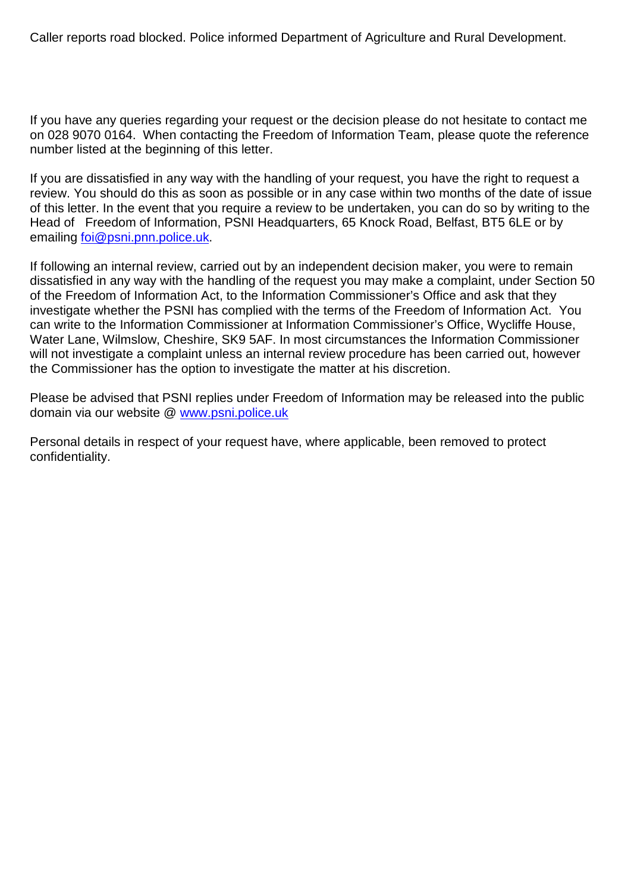Caller reports road blocked. Police informed Department of Agriculture and Rural Development.

If you have any queries regarding your request or the decision please do not hesitate to contact me on 028 9070 0164. When contacting the Freedom of Information Team, please quote the reference number listed at the beginning of this letter.

If you are dissatisfied in any way with the handling of your request, you have the right to request a review. You should do this as soon as possible or in any case within two months of the date of issue of this letter. In the event that you require a review to be undertaken, you can do so by writing to the Head of Freedom of Information, PSNI Headquarters, 65 Knock Road, Belfast, BT5 6LE or by emailing foi@psni.pnn.police.uk.

If following an internal review, carried out by an independent decision maker, you were to remain dissatisfied in any way with the handling of the request you may make a complaint, under Section 50 of the Freedom of Information Act, to the Information Commissioner's Office and ask that they investigate whether the PSNI has complied with the terms of the Freedom of Information Act. You can write to the Information Commissioner at Information Commissioner's Office, Wycliffe House, Water Lane, Wilmslow, Cheshire, SK9 5AF. In most circumstances the Information Commissioner will not investigate a complaint unless an internal review procedure has been carried out, however the Commissioner has the option to investigate the matter at his discretion.

Please be advised that PSNI replies under Freedom of Information may be released into the public domain via our website @ www.psni.police.uk

Personal details in respect of your request have, where applicable, been removed to protect confidentiality.